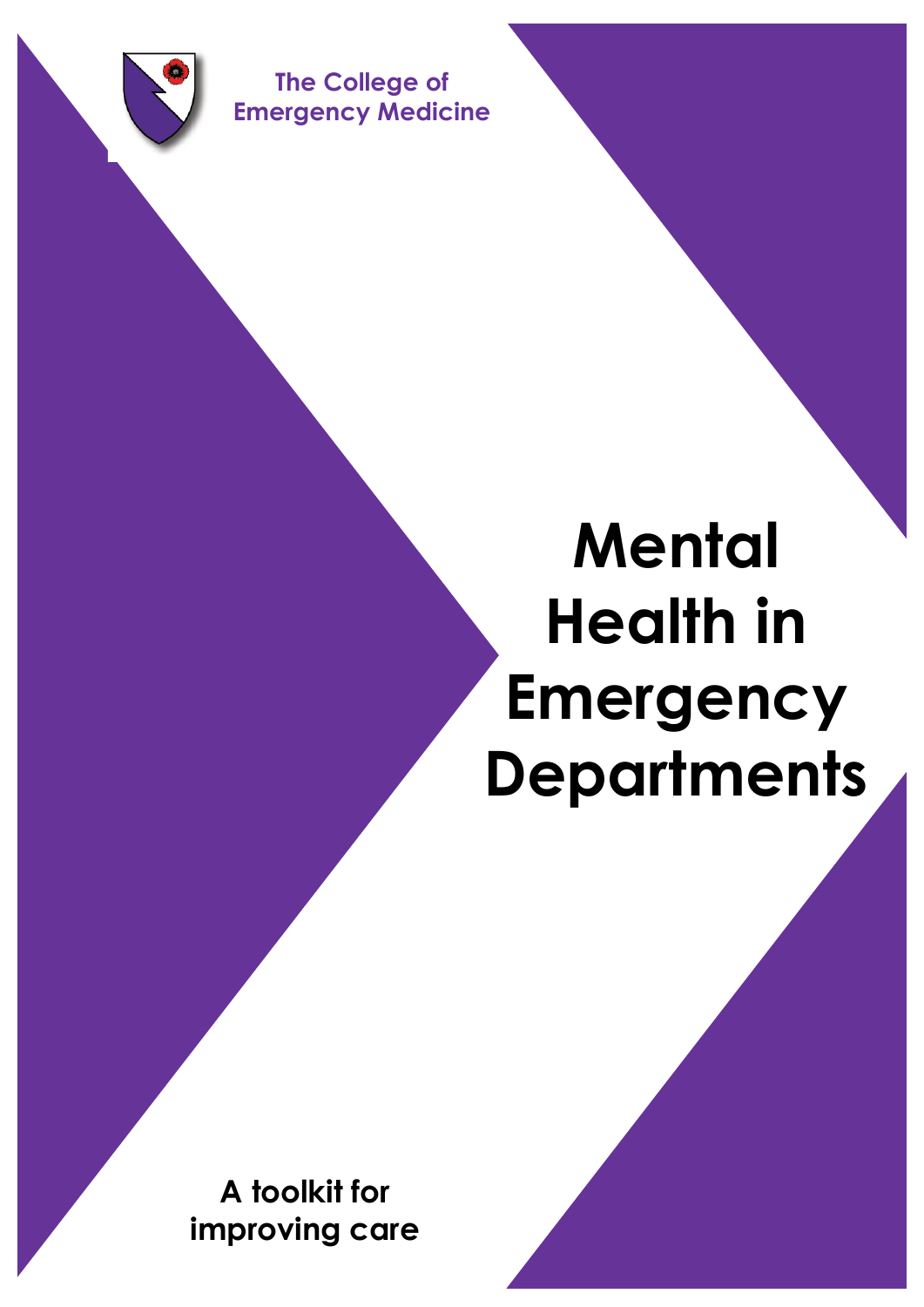The College of Emergency Medicine

# Mental Health in Emergency Departments

A toolkit for improving care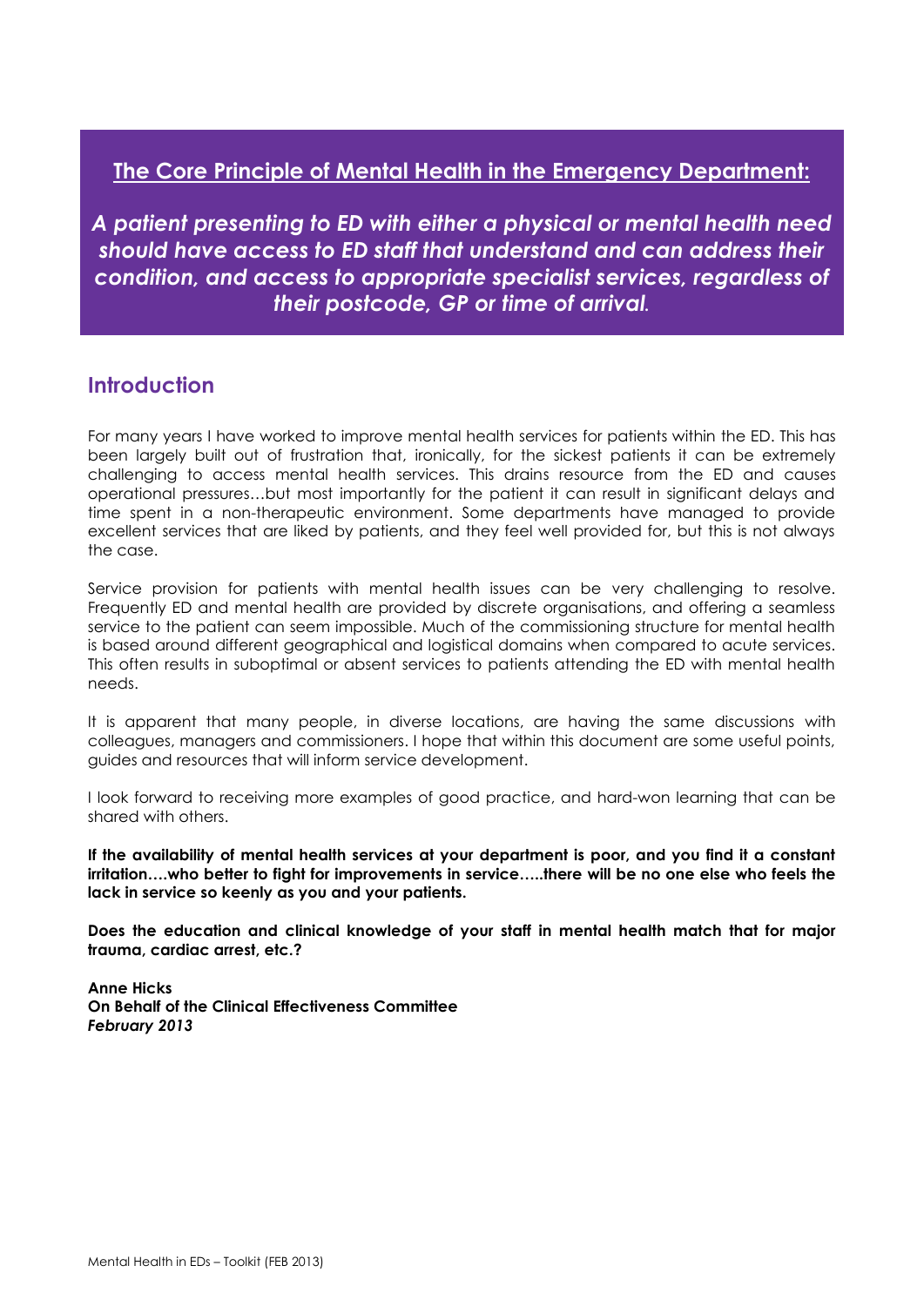## The Core Principle of Mental Health in the Emergency Department:

***A patient presenting to ED with either a physical or mental health need should have access to ED staff that understand and can address their condition, and access to appropriate specialist services, regardless of their postcode, GP or time of arrival.***

## Introduction

For many years I have worked to improve mental health services for patients within the ED. This has been largely built out of frustration that, ironically, for the sickest patients it can be extremely challenging to access mental health services. This drains resource from the ED and causes operational pressures…but most importantly for the patient it can result in significant delays and time spent in a non-therapeutic environment. Some departments have managed to provide excellent services that are liked by patients, and they feel well provided for, but this is not always the case.

Service provision for patients with mental health issues can be very challenging to resolve. Frequently ED and mental health are provided by discrete organisations, and offering a seamless service to the patient can seem impossible. Much of the commissioning structure for mental health is based around different geographical and logistical domains when compared to acute services. This often results in suboptimal or absent services to patients attending the ED with mental health needs.

It is apparent that many people, in diverse locations, are having the same discussions with colleagues, managers and commissioners. I hope that within this document are some useful points, guides and resources that will inform service development.

I look forward to receiving more examples of good practice, and hard-won learning that can be shared with others.

**If the availability of mental health services at your department is poor, and you find it a constant irritation….who better to fight for improvements in service…..there will be no one else who feels the lack in service so keenly as you and your patients.**

**Does the education and clinical knowledge of your staff in mental health match that for major trauma, cardiac arrest, etc.?**

**Anne Hicks**
**On Behalf of the Clinical Effectiveness Committee**
***February 2013***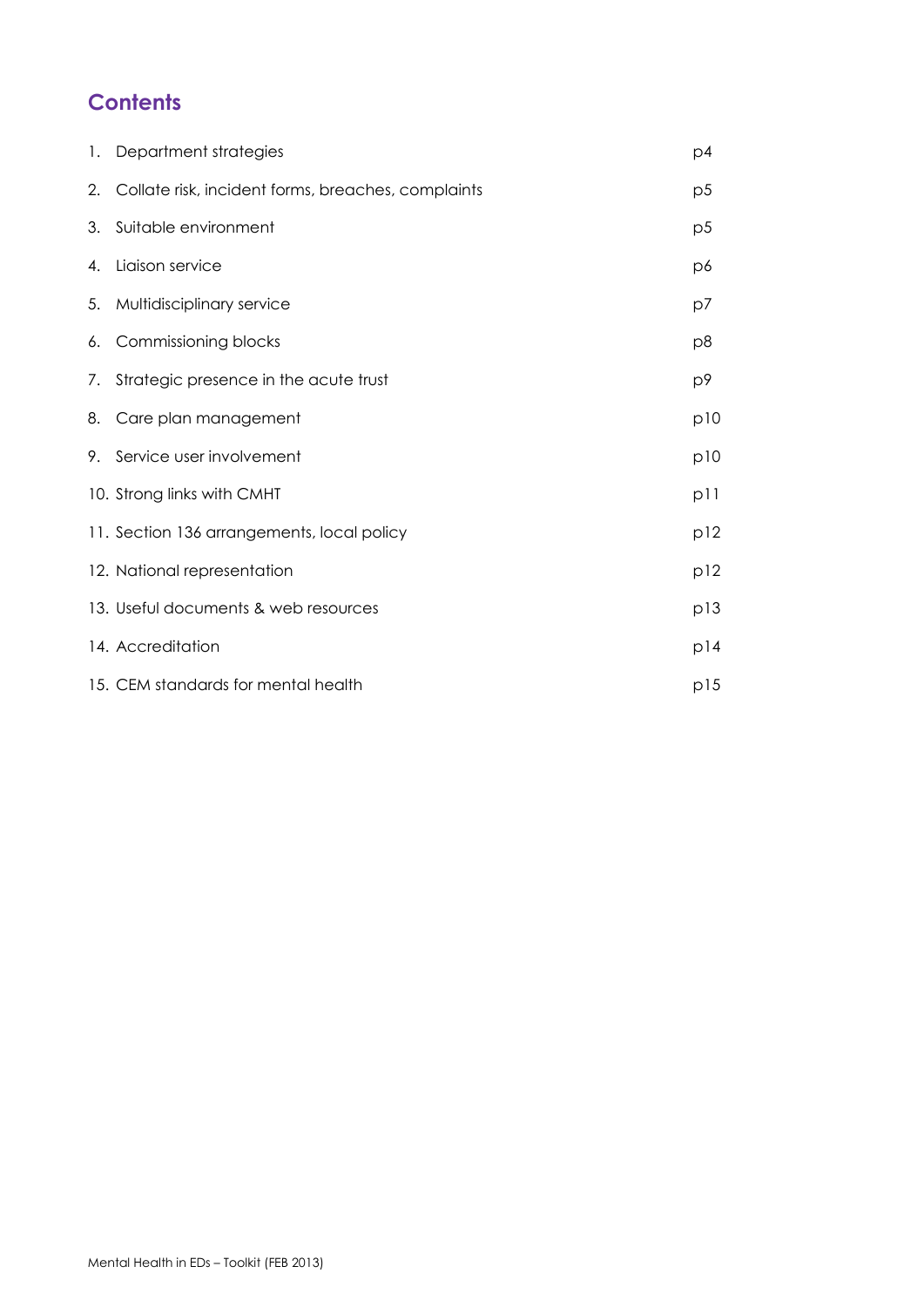## Contents

1. Department strategies p4
2. Collate risk, incident forms, breaches, complaints p5
3. Suitable environment p5
4. Liaison service p6
5. Multidisciplinary service p7
6. Commissioning blocks p8
7. Strategic presence in the acute trust p9
8. Care plan management p10
9. Service user involvement p10
10. Strong links with CMHT p11
11. Section 136 arrangements, local policy p12
12. National representation p12
13. Useful documents & web resources p13
14. Accreditation p14
15. CEM standards for mental health p15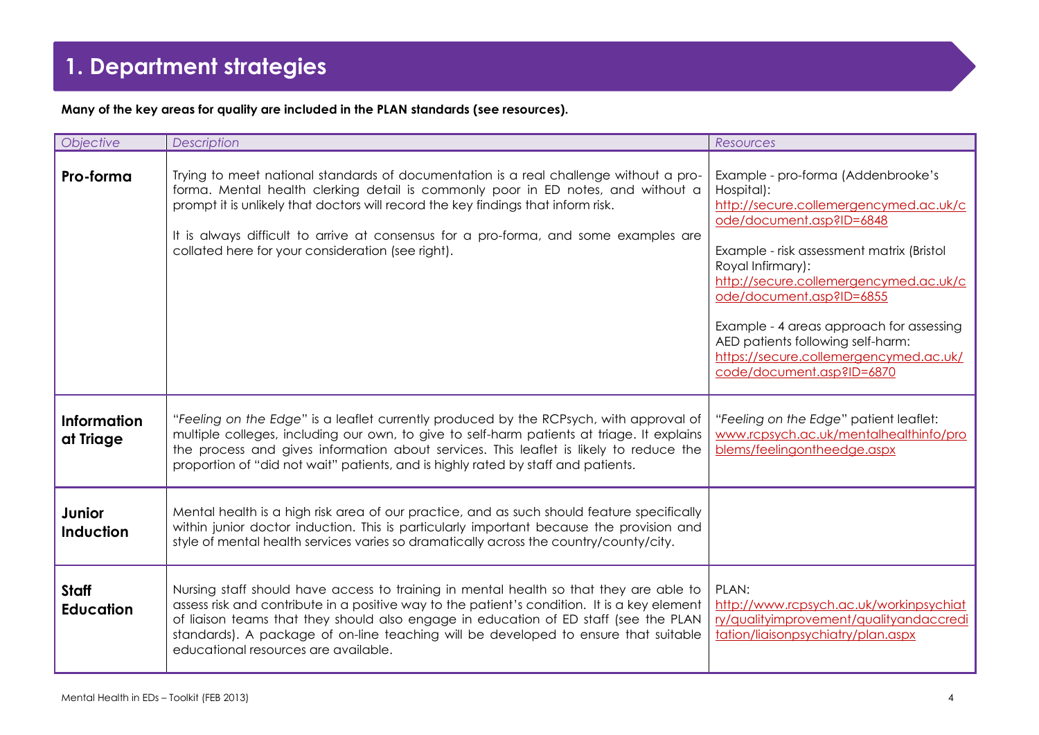# 1. Department strategies

**Many of the key areas for quality are included in the PLAN standards (see resources).**

| *Objective* | *Description* | *Resources* |
|---|---|---|
| **Pro-forma** | Trying to meet national standards of documentation is a real challenge without a pro-forma. Mental health clerking detail is commonly poor in ED notes, and without a prompt it is unlikely that doctors will record the key findings that inform risk.<br><br>It is always difficult to arrive at consensus for a pro-forma, and some examples are collated here for your consideration (see right). | Example - pro-forma (Addenbrooke's Hospital): http://secure.collemergencymed.ac.uk/code/document.asp?ID=6848<br><br>Example - risk assessment matrix (Bristol Royal Infirmary): http://secure.collemergencymed.ac.uk/code/document.asp?ID=6855<br><br>Example - 4 areas approach for assessing AED patients following self-harm: https://secure.collemergencymed.ac.uk/code/document.asp?ID=6870 |
| **Information at Triage** | "*Feeling on the Edge*" is a leaflet currently produced by the RCPsych, with approval of multiple colleges, including our own, to give to self-harm patients at triage. It explains the process and gives information about services. This leaflet is likely to reduce the proportion of "did not wait" patients, and is highly rated by staff and patients. | "*Feeling on the Edge*" patient leaflet: www.rcpsych.ac.uk/mentalhealthinfo/problems/feelingontheedge.aspx |
| **Junior Induction** | Mental health is a high risk area of our practice, and as such should feature specifically within junior doctor induction. This is particularly important because the provision and style of mental health services varies so dramatically across the country/county/city. | |
| **Staff Education** | Nursing staff should have access to training in mental health so that they are able to assess risk and contribute in a positive way to the patient's condition. It is a key element of liaison teams that they should also engage in education of ED staff (see the PLAN standards). A package of on-line teaching will be developed to ensure that suitable educational resources are available. | PLAN: http://www.rcpsych.ac.uk/workinpsychiatry/qualityimprovement/qualityandaccreditation/liaisonpsychiatry/plan.aspx |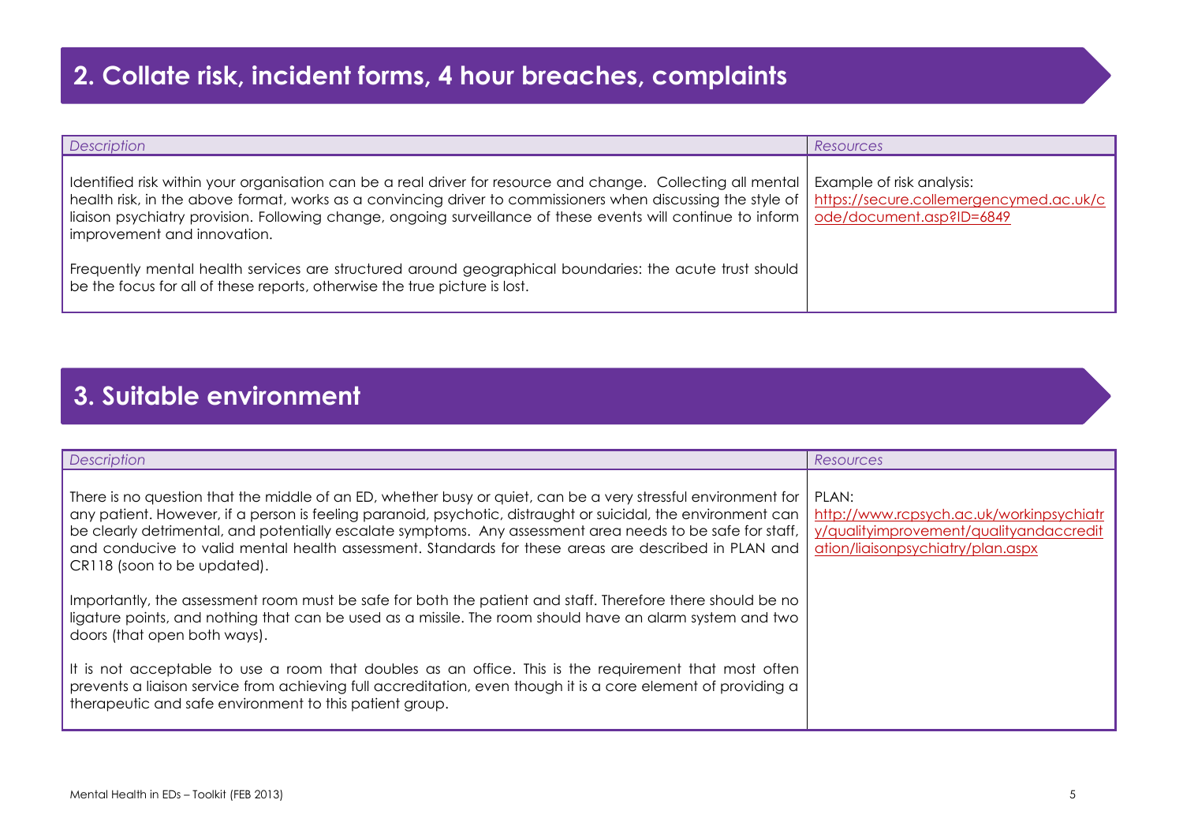## 2. Collate risk, incident forms, 4 hour breaches, complaints

| *Description* | *Resources* |
|---|---|
| Identified risk within your organisation can be a real driver for resource and change. Collecting all mental health risk, in the above format, works as a convincing driver to commissioners when discussing the style of liaison psychiatry provision. Following change, ongoing surveillance of these events will continue to inform improvement and innovation.<br><br>Frequently mental health services are structured around geographical boundaries: the acute trust should be the focus for all of these reports, otherwise the true picture is lost. | Example of risk analysis:<br>https://secure.collemergencymed.ac.uk/code/document.asp?ID=6849 |

## 3. Suitable environment

| *Description* | *Resources* |
|---|---|
| There is no question that the middle of an ED, whether busy or quiet, can be a very stressful environment for any patient. However, if a person is feeling paranoid, psychotic, distraught or suicidal, the environment can be clearly detrimental, and potentially escalate symptoms. Any assessment area needs to be safe for staff, and conducive to valid mental health assessment. Standards for these areas are described in PLAN and CR118 (soon to be updated).<br><br>Importantly, the assessment room must be safe for both the patient and staff. Therefore there should be no ligature points, and nothing that can be used as a missile. The room should have an alarm system and two doors (that open both ways).<br><br>It is not acceptable to use a room that doubles as an office. This is the requirement that most often prevents a liaison service from achieving full accreditation, even though it is a core element of providing a therapeutic and safe environment to this patient group. | PLAN:<br>http://www.rcpsych.ac.uk/workinpsychiatry/qualityimprovement/qualityandaccreditation/liaisonpsychiatry/plan.aspx |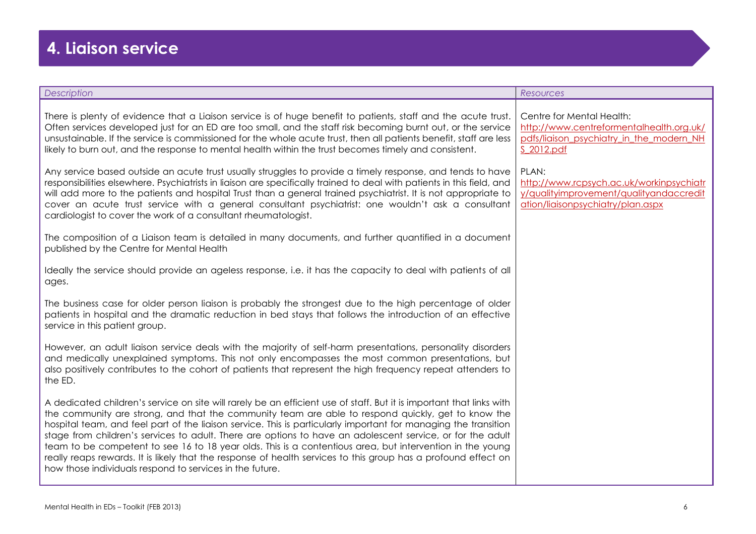# 4. Liaison service

| *Description* | *Resources* |
| --- | --- |
| There is plenty of evidence that a Liaison service is of huge benefit to patients, staff and the acute trust. Often services developed just for an ED are too small, and the staff risk becoming burnt out, or the service unsustainable. If the service is commissioned for the whole acute trust, then all patients benefit, staff are less likely to burn out, and the response to mental health within the trust becomes timely and consistent.<br><br>Any service based outside an acute trust usually struggles to provide a timely response, and tends to have responsibilities elsewhere. Psychiatrists in liaison are specifically trained to deal with patients in this field, and will add more to the patients and hospital Trust than a general trained psychiatrist. It is not appropriate to cover an acute trust service with a general consultant psychiatrist: one wouldn't ask a consultant cardiologist to cover the work of a consultant rheumatologist.<br><br>The composition of a Liaison team is detailed in many documents, and further quantified in a document published by the Centre for Mental Health<br><br>Ideally the service should provide an ageless response, i.e. it has the capacity to deal with patients of all ages.<br><br>The business case for older person liaison is probably the strongest due to the high percentage of older patients in hospital and the dramatic reduction in bed stays that follows the introduction of an effective service in this patient group.<br><br>However, an adult liaison service deals with the majority of self-harm presentations, personality disorders and medically unexplained symptoms. This not only encompasses the most common presentations, but also positively contributes to the cohort of patients that represent the high frequency repeat attenders to the ED.<br><br>A dedicated children's service on site will rarely be an efficient use of staff. But it is important that links with the community are strong, and that the community team are able to respond quickly, get to know the hospital team, and feel part of the liaison service. This is particularly important for managing the transition stage from children's services to adult. There are options to have an adolescent service, or for the adult team to be competent to see 16 to 18 year olds. This is a contentious area, but intervention in the young really reaps rewards. It is likely that the response of health services to this group has a profound effect on how those individuals respond to services in the future. | Centre for Mental Health:<br>http://www.centreformentalhealth.org.uk/pdfs/liaison_psychiatry_in_the_modern_NHS_2012.pdf<br><br>PLAN:<br>http://www.rcpsych.ac.uk/workinpsychiatry/qualityimprovement/qualityandaccreditation/liaisonpsychiatry/plan.aspx |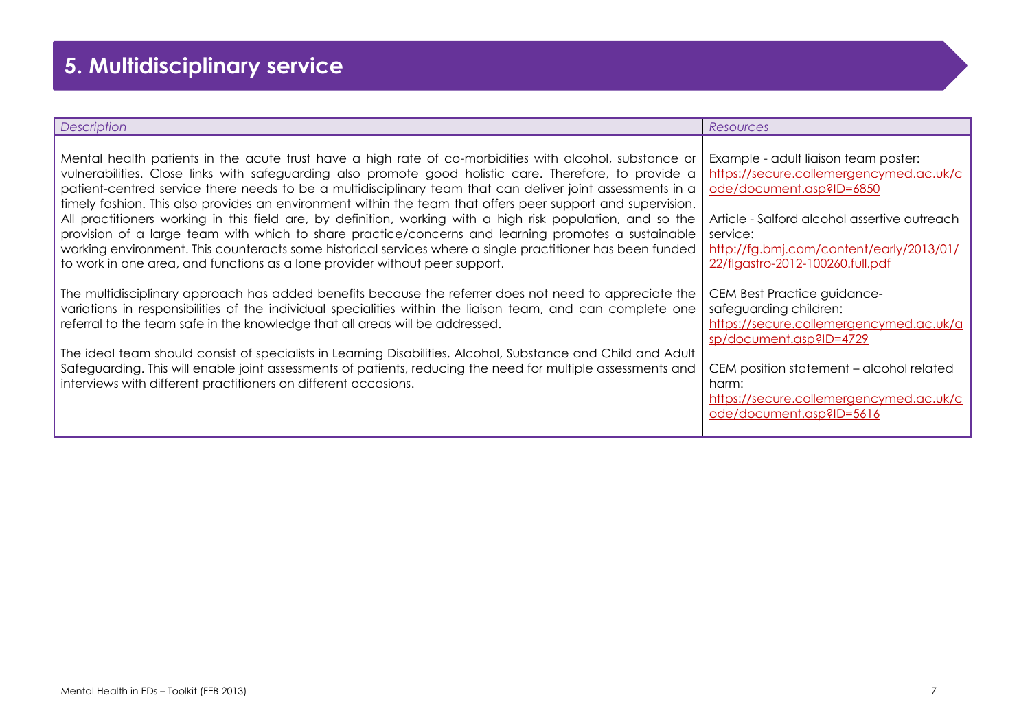# 5. Multidisciplinary service

| *Description* | *Resources* |
| --- | --- |
| Mental health patients in the acute trust have a high rate of co-morbidities with alcohol, substance or vulnerabilities. Close links with safeguarding also promote good holistic care. Therefore, to provide a patient-centred service there needs to be a multidisciplinary team that can deliver joint assessments in a timely fashion. This also provides an environment within the team that offers peer support and supervision. All practitioners working in this field are, by definition, working with a high risk population, and so the provision of a large team with which to share practice/concerns and learning promotes a sustainable working environment. This counteracts some historical services where a single practitioner has been funded to work in one area, and functions as a lone provider without peer support.<br><br>The multidisciplinary approach has added benefits because the referrer does not need to appreciate the variations in responsibilities of the individual specialities within the liaison team, and can complete one referral to the team safe in the knowledge that all areas will be addressed.<br><br>The ideal team should consist of specialists in Learning Disabilities, Alcohol, Substance and Child and Adult Safeguarding. This will enable joint assessments of patients, reducing the need for multiple assessments and interviews with different practitioners on different occasions. | Example - adult liaison team poster: https://secure.collemergencymed.ac.uk/code/document.asp?ID=6850<br><br>Article - Salford alcohol assertive outreach service: http://fg.bmj.com/content/early/2013/01/22/flgastro-2012-100260.full.pdf<br><br>CEM Best Practice guidance- safeguarding children: https://secure.collemergencymed.ac.uk/asp/document.asp?ID=4729<br><br>CEM position statement – alcohol related harm: https://secure.collemergencymed.ac.uk/code/document.asp?ID=5616 |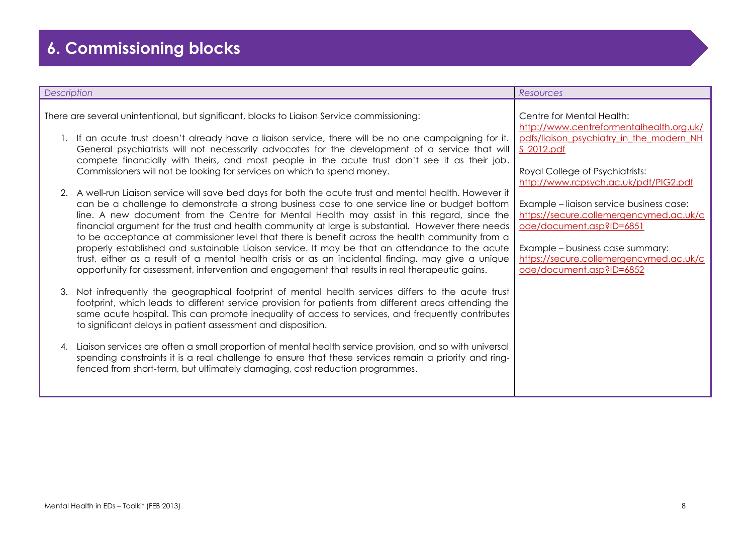# 6. Commissioning blocks

| *Description* | *Resources* |
|---|---|
| There are several unintentional, but significant, blocks to Liaison Service commissioning:<br><br>1. If an acute trust doesn't already have a liaison service, there will be no one campaigning for it. General psychiatrists will not necessarily advocates for the development of a service that will compete financially with theirs, and most people in the acute trust don't see it as their job. Commissioners will not be looking for services on which to spend money.<br><br>2. A well-run Liaison service will save bed days for both the acute trust and mental health. However it can be a challenge to demonstrate a strong business case to one service line or budget bottom line. A new document from the Centre for Mental Health may assist in this regard, since the financial argument for the trust and health community at large is substantial. However there needs to be acceptance at commissioner level that there is benefit across the health community from a properly established and sustainable Liaison service. It may be that an attendance to the acute trust, either as a result of a mental health crisis or as an incidental finding, may give a unique opportunity for assessment, intervention and engagement that results in real therapeutic gains.<br><br>3. Not infrequently the geographical footprint of mental health services differs to the acute trust footprint, which leads to different service provision for patients from different areas attending the same acute hospital. This can promote inequality of access to services, and frequently contributes to significant delays in patient assessment and disposition.<br><br>4. Liaison services are often a small proportion of mental health service provision, and so with universal spending constraints it is a real challenge to ensure that these services remain a priority and ring-fenced from short-term, but ultimately damaging, cost reduction programmes. | Centre for Mental Health:<br>http://www.centreformentalhealth.org.uk/pdfs/liaison_psychiatry_in_the_modern_NHS_2012.pdf<br><br>Royal College of Psychiatrists:<br>http://www.rcpsych.ac.uk/pdf/PIG2.pdf<br><br>Example – liaison service business case:<br>https://secure.collemergencymed.ac.uk/code/document.asp?ID=6851<br><br>Example – business case summary:<br>https://secure.collemergencymed.ac.uk/code/document.asp?ID=6852 |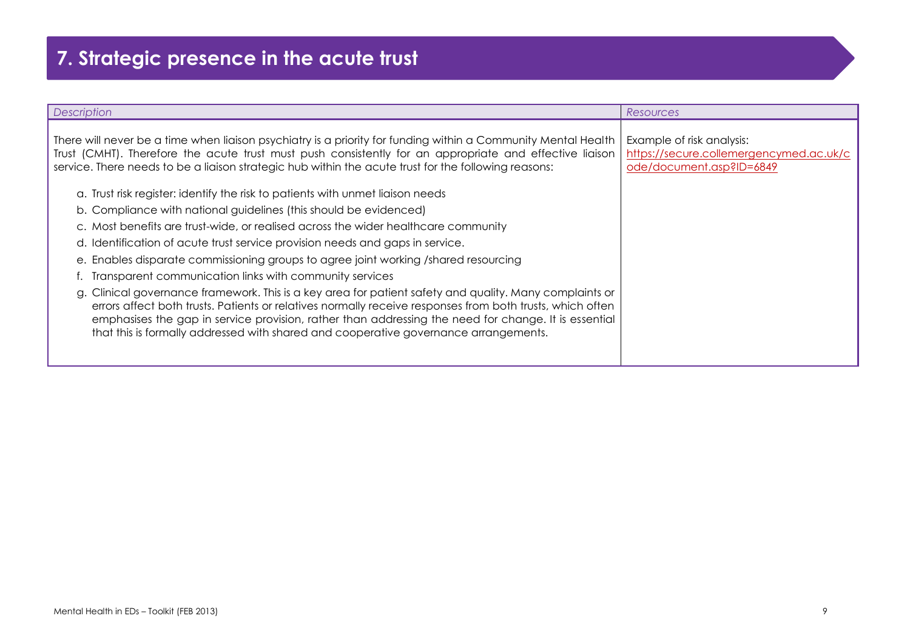# 7. Strategic presence in the acute trust

| *Description* | *Resources* |
|---|---|
| There will never be a time when liaison psychiatry is a priority for funding within a Community Mental Health Trust (CMHT). Therefore the acute trust must push consistently for an appropriate and effective liaison service. There needs to be a liaison strategic hub within the acute trust for the following reasons:<br><br>a. Trust risk register: identify the risk to patients with unmet liaison needs<br>b. Compliance with national guidelines (this should be evidenced)<br>c. Most benefits are trust-wide, or realised across the wider healthcare community<br>d. Identification of acute trust service provision needs and gaps in service.<br>e. Enables disparate commissioning groups to agree joint working /shared resourcing<br>f. Transparent communication links with community services<br>g. Clinical governance framework. This is a key area for patient safety and quality. Many complaints or errors affect both trusts. Patients or relatives normally receive responses from both trusts, which often emphasises the gap in service provision, rather than addressing the need for change. It is essential that this is formally addressed with shared and cooperative governance arrangements. | Example of risk analysis: https://secure.collemergencymed.ac.uk/code/document.asp?ID=6849 |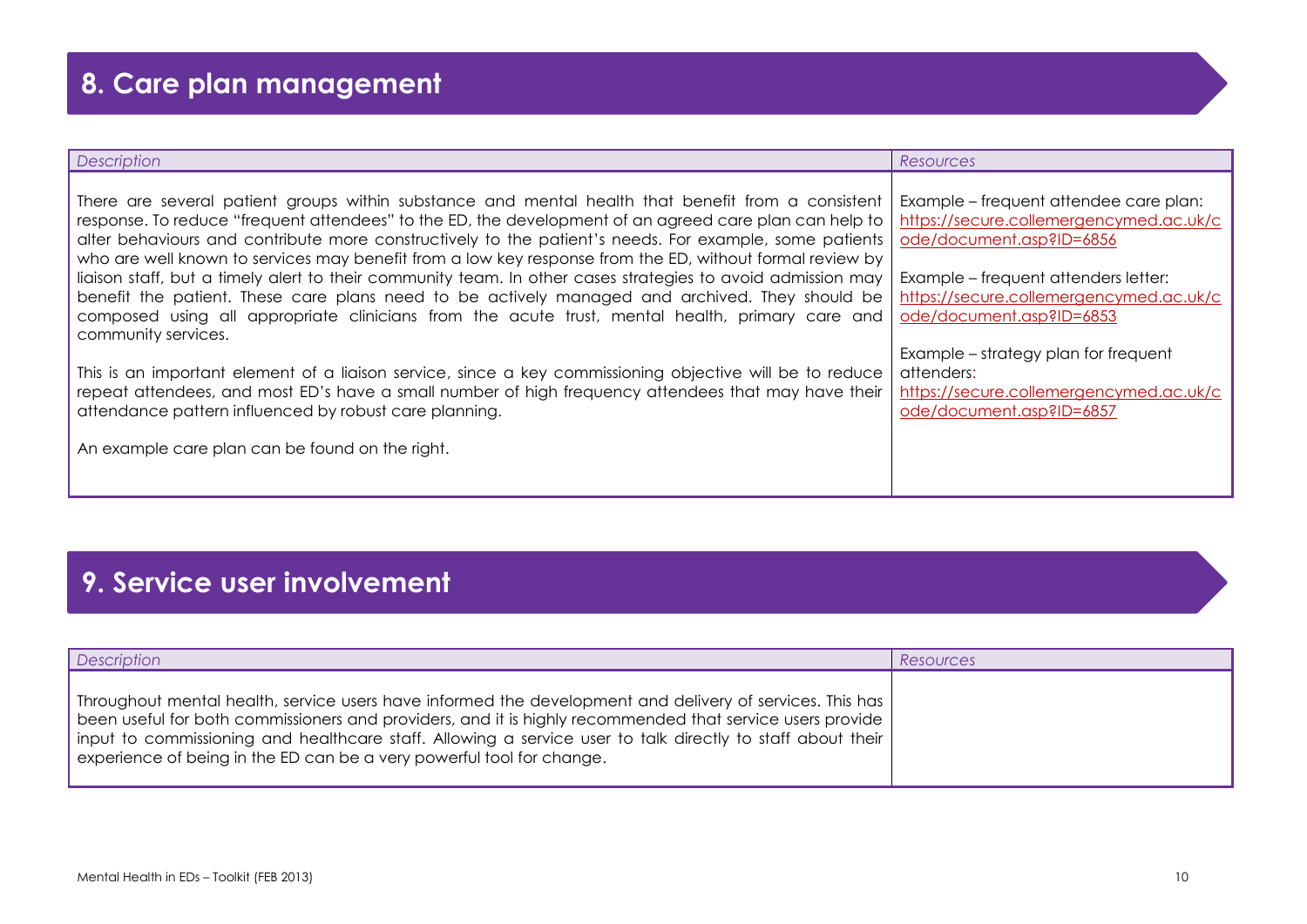## 8. Care plan management

| *Description* | *Resources* |
|---|---|
| There are several patient groups within substance and mental health that benefit from a consistent response. To reduce "frequent attendees" to the ED, the development of an agreed care plan can help to alter behaviours and contribute more constructively to the patient's needs. For example, some patients who are well known to services may benefit from a low key response from the ED, without formal review by liaison staff, but a timely alert to their community team. In other cases strategies to avoid admission may benefit the patient. These care plans need to be actively managed and archived. They should be composed using all appropriate clinicians from the acute trust, mental health, primary care and community services.<br><br>This is an important element of a liaison service, since a key commissioning objective will be to reduce repeat attendees, and most ED's have a small number of high frequency attendees that may have their attendance pattern influenced by robust care planning.<br><br>An example care plan can be found on the right. | Example – frequent attendee care plan: https://secure.collemergencymed.ac.uk/code/document.asp?ID=6856<br><br>Example – frequent attenders letter: https://secure.collemergencymed.ac.uk/code/document.asp?ID=6853<br><br>Example – strategy plan for frequent attenders: https://secure.collemergencymed.ac.uk/code/document.asp?ID=6857 |

## 9. Service user involvement

| *Description* | *Resources* |
|---|---|
| Throughout mental health, service users have informed the development and delivery of services. This has been useful for both commissioners and providers, and it is highly recommended that service users provide input to commissioning and healthcare staff. Allowing a service user to talk directly to staff about their experience of being in the ED can be a very powerful tool for change. | |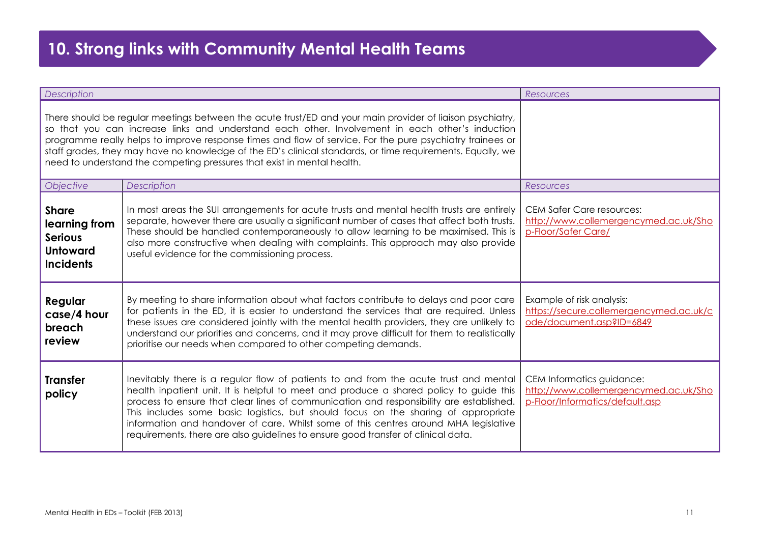# 10. Strong links with Community Mental Health Teams

| *Description* | *Resources* |
|---|---|
| There should be regular meetings between the acute trust/ED and your main provider of liaison psychiatry, so that you can increase links and understand each other. Involvement in each other's induction programme really helps to improve response times and flow of service. For the pure psychiatry trainees or staff grades, they may have no knowledge of the ED's clinical standards, or time requirements. Equally, we need to understand the competing pressures that exist in mental health. | |

| *Objective* | *Description* | *Resources* |
|---|---|---|
| **Share learning from Serious Untoward Incidents** | In most areas the SUI arrangements for acute trusts and mental health trusts are entirely separate, however there are usually a significant number of cases that affect both trusts. These should be handled contemporaneously to allow learning to be maximised. This is also more constructive when dealing with complaints. This approach may also provide useful evidence for the commissioning process. | CEM Safer Care resources: http://www.collemergencymed.ac.uk/Shop-Floor/Safer Care/ |
| **Regular case/4 hour breach review** | By meeting to share information about what factors contribute to delays and poor care for patients in the ED, it is easier to understand the services that are required. Unless these issues are considered jointly with the mental health providers, they are unlikely to understand our priorities and concerns, and it may prove difficult for them to realistically prioritise our needs when compared to other competing demands. | Example of risk analysis: https://secure.collemergencymed.ac.uk/code/document.asp?ID=6849 |
| **Transfer policy** | Inevitably there is a regular flow of patients to and from the acute trust and mental health inpatient unit. It is helpful to meet and produce a shared policy to guide this process to ensure that clear lines of communication and responsibility are established. This includes some basic logistics, but should focus on the sharing of appropriate information and handover of care. Whilst some of this centres around MHA legislative requirements, there are also guidelines to ensure good transfer of clinical data. | CEM Informatics guidance: http://www.collemergencymed.ac.uk/Shop-Floor/Informatics/default.asp |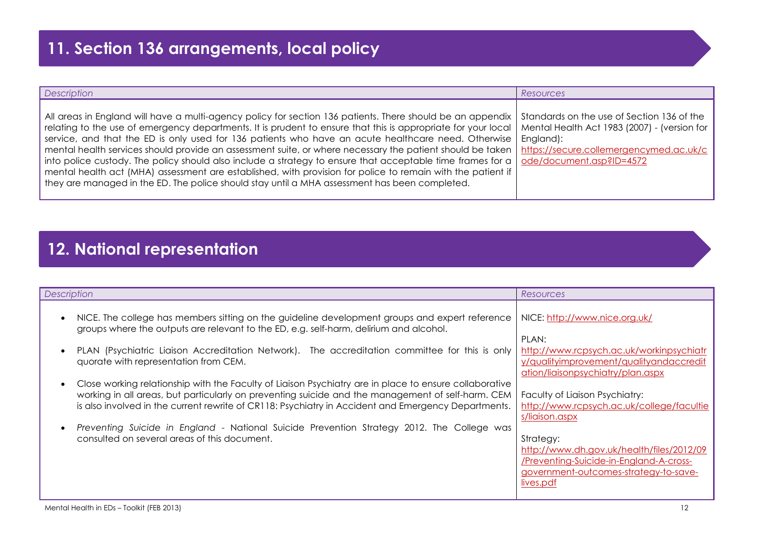## 11. Section 136 arrangements, local policy

| *Description* | *Resources* |
|---|---|
| All areas in England will have a multi-agency policy for section 136 patients. There should be an appendix relating to the use of emergency departments. It is prudent to ensure that this is appropriate for your local service, and that the ED is only used for 136 patients who have an acute healthcare need. Otherwise mental health services should provide an assessment suite, or where necessary the patient should be taken into police custody. The policy should also include a strategy to ensure that acceptable time frames for a mental health act (MHA) assessment are established, with provision for police to remain with the patient if they are managed in the ED. The police should stay until a MHA assessment has been completed. | Standards on the use of Section 136 of the Mental Health Act 1983 (2007) - (version for England): https://secure.collemergencymed.ac.uk/code/document.asp?ID=4572 |

## 12. National representation

| *Description* | *Resources* |
|---|---|
| • NICE. The college has members sitting on the guideline development groups and expert reference groups where the outputs are relevant to the ED, e.g. self-harm, delirium and alcohol.<br><br>• PLAN (Psychiatric Liaison Accreditation Network). The accreditation committee for this is only quorate with representation from CEM.<br><br>• Close working relationship with the Faculty of Liaison Psychiatry are in place to ensure collaborative working in all areas, but particularly on preventing suicide and the management of self-harm. CEM is also involved in the current rewrite of CR118: Psychiatry in Accident and Emergency Departments.<br><br>• *Preventing Suicide in England* - National Suicide Prevention Strategy 2012. The College was consulted on several areas of this document. | NICE: http://www.nice.org.uk/<br><br>PLAN: http://www.rcpsych.ac.uk/workinpsychiatry/qualityimprovement/qualityandaccreditation/liaisonpsychiatry/plan.aspx<br><br>Faculty of Liaison Psychiatry: http://www.rcpsych.ac.uk/college/faculties/liaison.aspx<br><br>Strategy: http://www.dh.gov.uk/health/files/2012/09/Preventing-Suicide-in-England-A-cross-government-outcomes-strategy-to-save-lives.pdf |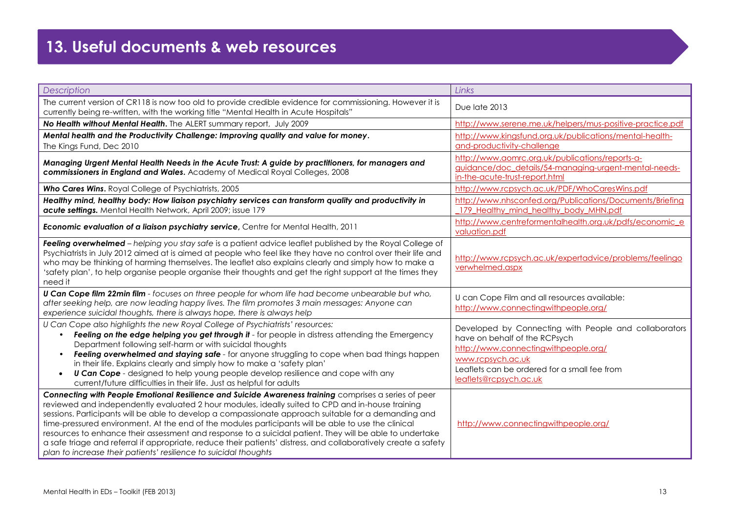# 13. Useful documents & web resources

| *Description* | *Links* |
| --- | --- |
| The current version of CR118 is now too old to provide credible evidence for commissioning. However it is currently being re-written, with the working title "Mental Health in Acute Hospitals" | Due late 2013 |
| ***No Health without Mental Health.*** The ALERT summary report, July 2009 | http://www.serene.me.uk/helpers/mus-positive-practice.pdf |
| ***Mental health and the Productivity Challenge: Improving quality and value for money.*** The Kings Fund, Dec 2010 | http://www.kingsfund.org.uk/publications/mental-health-and-productivity-challenge |
| ***Managing Urgent Mental Health Needs in the Acute Trust: A guide by practitioners, for managers and commissioners in England and Wales.*** Academy of Medical Royal Colleges, 2008 | http://www.aomrc.org.uk/publications/reports-a-guidance/doc_details/54-managing-urgent-mental-needs-in-the-acute-trust-report.html |
| ***Who Cares Wins.*** Royal College of Psychiatrists, 2005 | http://www.rcpsych.ac.uk/PDF/WhoCaresWins.pdf |
| ***Healthy mind, healthy body: How liaison psychiatry services can transform quality and productivity in acute settings.*** Mental Health Network, April 2009; issue 179 | http://www.nhsconfed.org/Publications/Documents/Briefing_179_Healthy_mind_healthy_body_MHN.pdf |
| ***Economic evaluation of a liaison psychiatry service***, Centre for Mental Health, 2011 | http://www.centreformentalhealth.org.uk/pdfs/economic_evaluation.pdf |
| ***Feeling overwhelmed*** – *helping you stay safe* is a patient advice leaflet published by the Royal College of Psychiatrists in July 2012 aimed at is aimed at people who feel like they have no control over their life and who may be thinking of harming themselves. The leaflet also explains clearly and simply how to make a 'safety plan', to help organise people organise their thoughts and get the right support at the times they need it | http://www.rcpsych.ac.uk/expertadvice/problems/feelingoverwhelmed.aspx |
| ***U Can Cope film 22min film*** - *focuses on three people for whom life had become unbearable but who, after seeking help, are now leading happy lives. The film promotes 3 main messages: Anyone can experience suicidal thoughts, there is always hope, there is always help* | U can Cope Film and all resources available: http://www.connectingwithpeople.org/ |
| *U Can Cope also highlights the new Royal College of Psychiatrists' resources:*<br>• ***Feeling on the edge helping you get through it*** - for people in distress attending the Emergency Department following self-harm or with suicidal thoughts<br>• ***Feeling overwhelmed and staying safe*** - for anyone struggling to cope when bad things happen in their life. Explains clearly and simply how to make a 'safety plan'<br>• ***U Can Cope*** - designed to help young people develop resilience and cope with any current/future difficulties in their life. Just as helpful for adults | Developed by Connecting with People and collaborators have on behalf of the RCPsych<br>http://www.connectingwithpeople.org/<br>www.rcpsych.ac.uk<br>Leaflets can be ordered for a small fee from leaflets@rcpsych.ac.uk |
| ***Connecting with People Emotional Resilience and Suicide Awareness training*** comprises a series of peer reviewed and independently evaluated 2 hour modules, ideally suited to CPD and in-house training sessions. Participants will be able to develop a compassionate approach suitable for a demanding and time-pressured environment. At the end of the modules participants will be able to use the clinical resources to enhance their assessment and response to a suicidal patient. They will be able to undertake a safe triage and referral if appropriate, reduce their patients' distress, and collaboratively create a safety *plan to increase their patients' resilience to suicidal thoughts* | http://www.connectingwithpeople.org/ |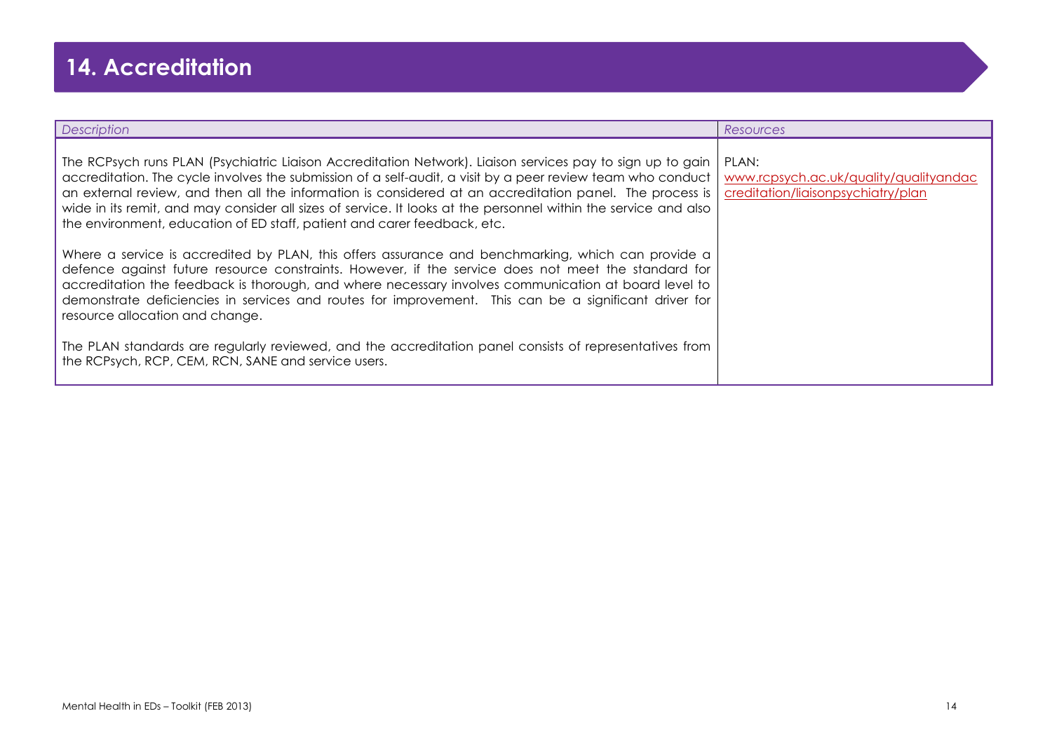# 14. Accreditation

| *Description* | *Resources* |
| --- | --- |
| The RCPsych runs PLAN (Psychiatric Liaison Accreditation Network). Liaison services pay to sign up to gain accreditation. The cycle involves the submission of a self-audit, a visit by a peer review team who conduct an external review, and then all the information is considered at an accreditation panel. The process is wide in its remit, and may consider all sizes of service. It looks at the personnel within the service and also the environment, education of ED staff, patient and carer feedback, etc.<br><br>Where a service is accredited by PLAN, this offers assurance and benchmarking, which can provide a defence against future resource constraints. However, if the service does not meet the standard for accreditation the feedback is thorough, and where necessary involves communication at board level to demonstrate deficiencies in services and routes for improvement. This can be a significant driver for resource allocation and change.<br><br>The PLAN standards are regularly reviewed, and the accreditation panel consists of representatives from the RCPsych, RCP, CEM, RCN, SANE and service users. | PLAN:<br>www.rcpsych.ac.uk/quality/qualityandaccreditation/liaisonpsychiatry/plan |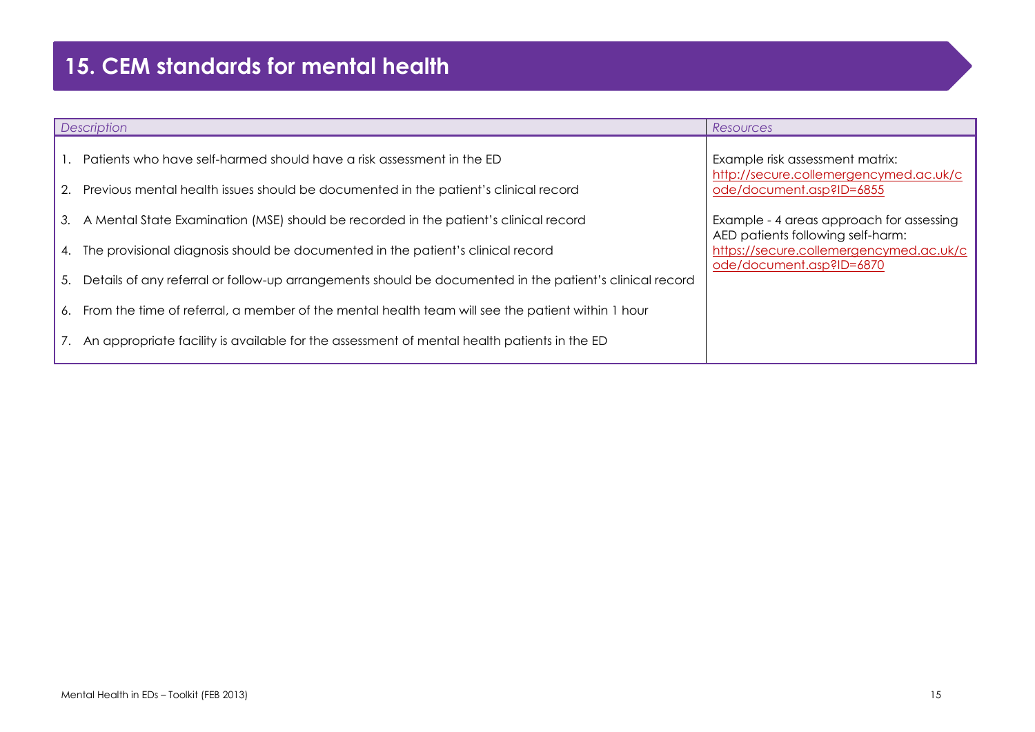# 15. CEM standards for mental health

| Description | Resources |
|---|---|
| 1. Patients who have self-harmed should have a risk assessment in the ED<br>2. Previous mental health issues should be documented in the patient's clinical record<br>3. A Mental State Examination (MSE) should be recorded in the patient's clinical record<br>4. The provisional diagnosis should be documented in the patient's clinical record<br>5. Details of any referral or follow-up arrangements should be documented in the patient's clinical record<br>6. From the time of referral, a member of the mental health team will see the patient within 1 hour<br>7. An appropriate facility is available for the assessment of mental health patients in the ED | Example risk assessment matrix: http://secure.collemergencymed.ac.uk/code/document.asp?ID=6855<br><br>Example - 4 areas approach for assessing AED patients following self-harm: https://secure.collemergencymed.ac.uk/code/document.asp?ID=6870 |

Mental Health in EDs – Toolkit (FEB 2013)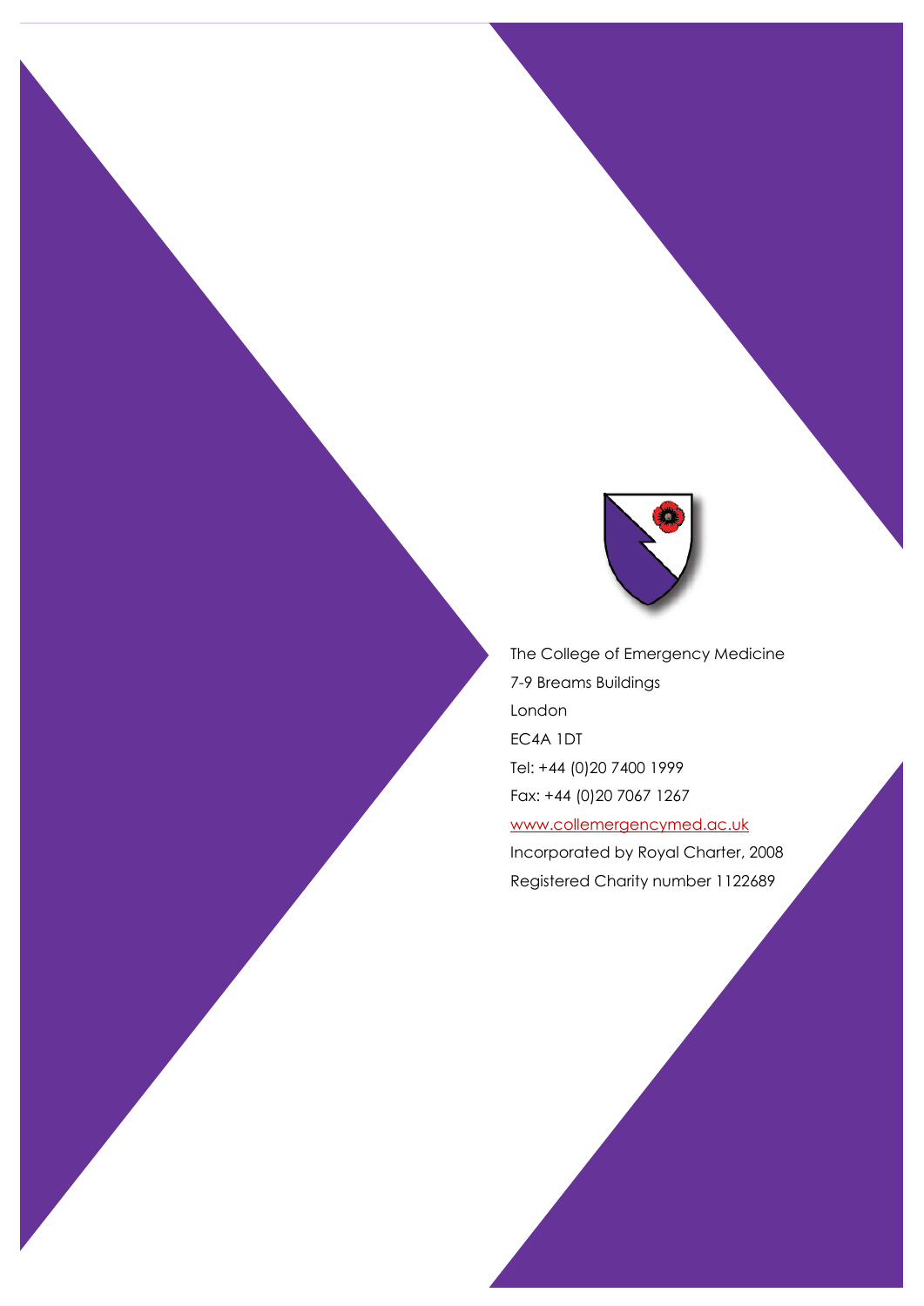The College of Emergency Medicine

7-9 Breams Buildings

London

EC4A 1DT

Tel: +44 (0)20 7400 1999

Fax: +44 (0)20 7067 1267

www.collemergencymed.ac.uk

Incorporated by Royal Charter, 2008

Registered Charity number 1122689